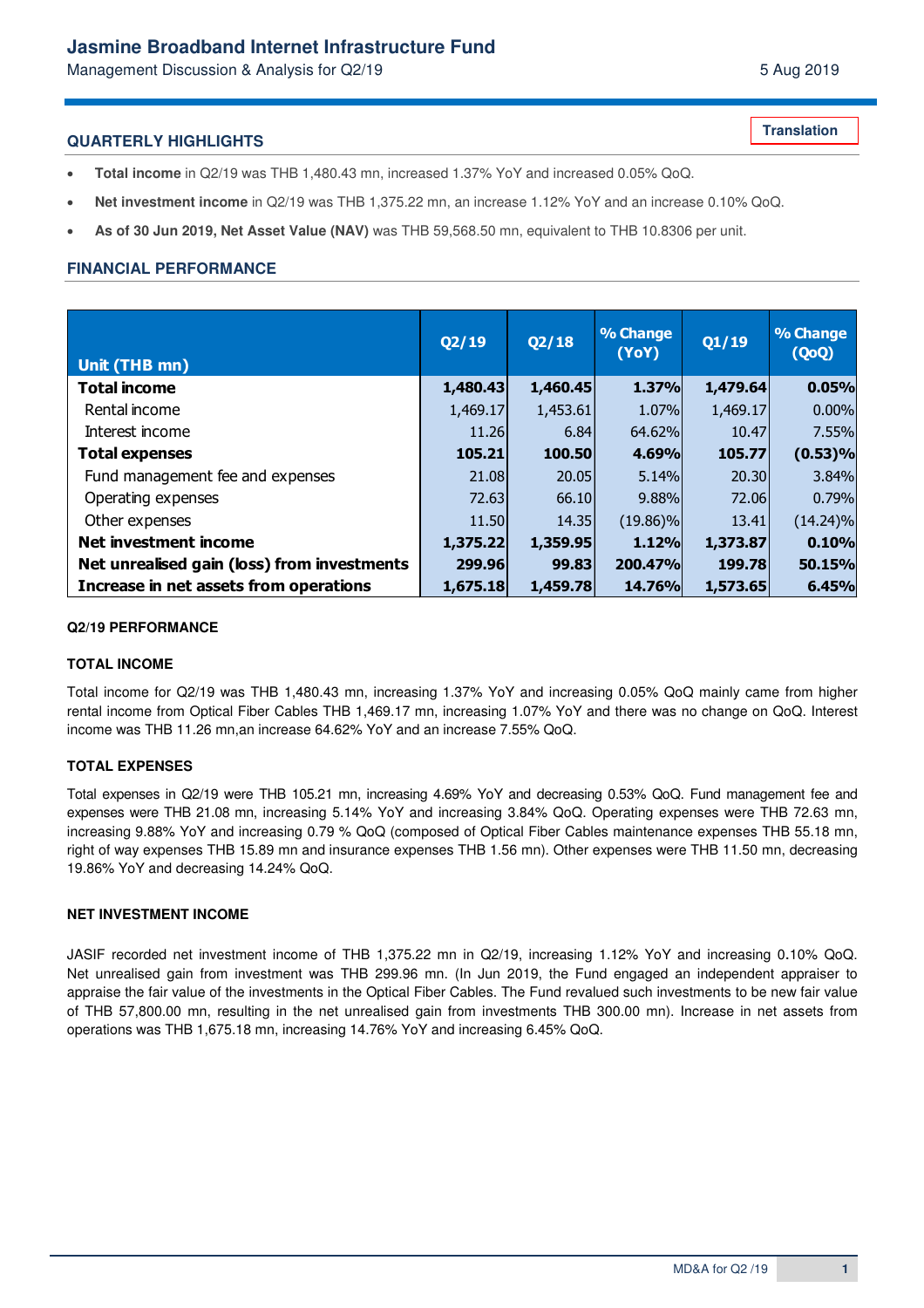# Jasmine Broadband Internet Infrastructure Fund

Management Discussion & Analysis for Q2/19

5 Aug 2019

Translation

## QUARTERLY HIGHLIGHTS

- **Total income** in Q2/19 was THB 1,480.43 mn, increased 1.37% YoY and increased 0.05% QoQ.
- **Net investment income** in Q2/19 was THB 1,375.22 mn, an increase 1.12% YoY and an increase 0.10% QoQ.
- **As of 30 Jun 2019, Net Asset Value (NAV)** was THB 59,568.50 mn, equivalent to THB 10.8306 per unit.

## FINANCIAL PERFORMANCE

| Unit (THB mn) | Q2/19 | Q2/18 | % Change (YoY) | Q1/19 | % Change (QoQ) |
|---|---|---|---|---|---|
| **Total income** | **1,480.43** | **1,460.45** | **1.37%** | **1,479.64** | **0.05%** |
| Rental income | 1,469.17 | 1,453.61 | 1.07% | 1,469.17 | 0.00% |
| Interest income | 11.26 | 6.84 | 64.62% | 10.47 | 7.55% |
| **Total expenses** | **105.21** | **100.50** | **4.69%** | **105.77** | **(0.53)%** |
| Fund management fee and expenses | 21.08 | 20.05 | 5.14% | 20.30 | 3.84% |
| Operating expenses | 72.63 | 66.10 | 9.88% | 72.06 | 0.79% |
| Other expenses | 11.50 | 14.35 | (19.86)% | 13.41 | (14.24)% |
| **Net investment income** | **1,375.22** | **1,359.95** | **1.12%** | **1,373.87** | **0.10%** |
| **Net unrealised gain (loss) from investments** | **299.96** | **99.83** | **200.47%** | **199.78** | **50.15%** |
| **Increase in net assets from operations** | **1,675.18** | **1,459.78** | **14.76%** | **1,573.65** | **6.45%** |

### Q2/19 PERFORMANCE

### TOTAL INCOME

Total income for Q2/19 was THB 1,480.43 mn, increasing 1.37% YoY and increasing 0.05% QoQ mainly came from higher rental income from Optical Fiber Cables THB 1,469.17 mn, increasing 1.07% YoY and there was no change on QoQ. Interest income was THB 11.26 mn,an increase 64.62% YoY and an increase 7.55% QoQ.

### TOTAL EXPENSES

Total expenses in Q2/19 were THB 105.21 mn, increasing 4.69% YoY and decreasing 0.53% QoQ. Fund management fee and expenses were THB 21.08 mn, increasing 5.14% YoY and increasing 3.84% QoQ. Operating expenses were THB 72.63 mn, increasing 9.88% YoY and increasing 0.79 % QoQ (composed of Optical Fiber Cables maintenance expenses THB 55.18 mn, right of way expenses THB 15.89 mn and insurance expenses THB 1.56 mn). Other expenses were THB 11.50 mn, decreasing 19.86% YoY and decreasing 14.24% QoQ.

### NET INVESTMENT INCOME

JASIF recorded net investment income of THB 1,375.22 mn in Q2/19, increasing 1.12% YoY and increasing 0.10% QoQ. Net unrealised gain from investment was THB 299.96 mn. (In Jun 2019, the Fund engaged an independent appraiser to appraise the fair value of the investments in the Optical Fiber Cables. The Fund revalued such investments to be new fair value of THB 57,800.00 mn, resulting in the net unrealised gain from investments THB 300.00 mn). Increase in net assets from operations was THB 1,675.18 mn, increasing 14.76% YoY and increasing 6.45% QoQ.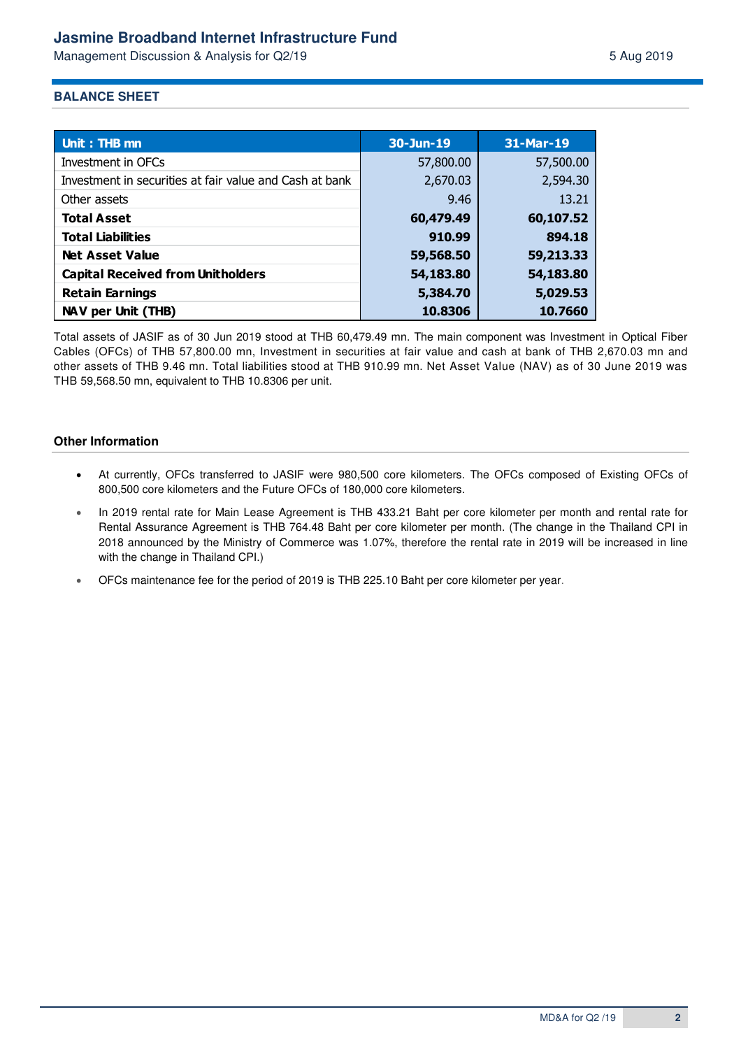## BALANCE SHEET

| Unit : THB mn | 30-Jun-19 | 31-Mar-19 |
|---|---|---|
| Investment in OFCs | 57,800.00 | 57,500.00 |
| Investment in securities at fair value and Cash at bank | 2,670.03 | 2,594.30 |
| Other assets | 9.46 | 13.21 |
| **Total Asset** | **60,479.49** | **60,107.52** |
| **Total Liabilities** | **910.99** | **894.18** |
| **Net Asset Value** | **59,568.50** | **59,213.33** |
| **Capital Received from Unitholders** | **54,183.80** | **54,183.80** |
| **Retain Earnings** | **5,384.70** | **5,029.53** |
| **NAV per Unit (THB)** | **10.8306** | **10.7660** |

Total assets of JASIF as of 30 Jun 2019 stood at THB 60,479.49 mn. The main component was Investment in Optical Fiber Cables (OFCs) of THB 57,800.00 mn, Investment in securities at fair value and cash at bank of THB 2,670.03 mn and other assets of THB 9.46 mn. Total liabilities stood at THB 910.99 mn. Net Asset Value (NAV) as of 30 June 2019 was THB 59,568.50 mn, equivalent to THB 10.8306 per unit.

### Other Information

- At currently, OFCs transferred to JASIF were 980,500 core kilometers. The OFCs composed of Existing OFCs of 800,500 core kilometers and the Future OFCs of 180,000 core kilometers.
- In 2019 rental rate for Main Lease Agreement is THB 433.21 Baht per core kilometer per month and rental rate for Rental Assurance Agreement is THB 764.48 Baht per core kilometer per month. (The change in the Thailand CPI in 2018 announced by the Ministry of Commerce was 1.07%, therefore the rental rate in 2019 will be increased in line with the change in Thailand CPI.)
- OFCs maintenance fee for the period of 2019 is THB 225.10 Baht per core kilometer per year.